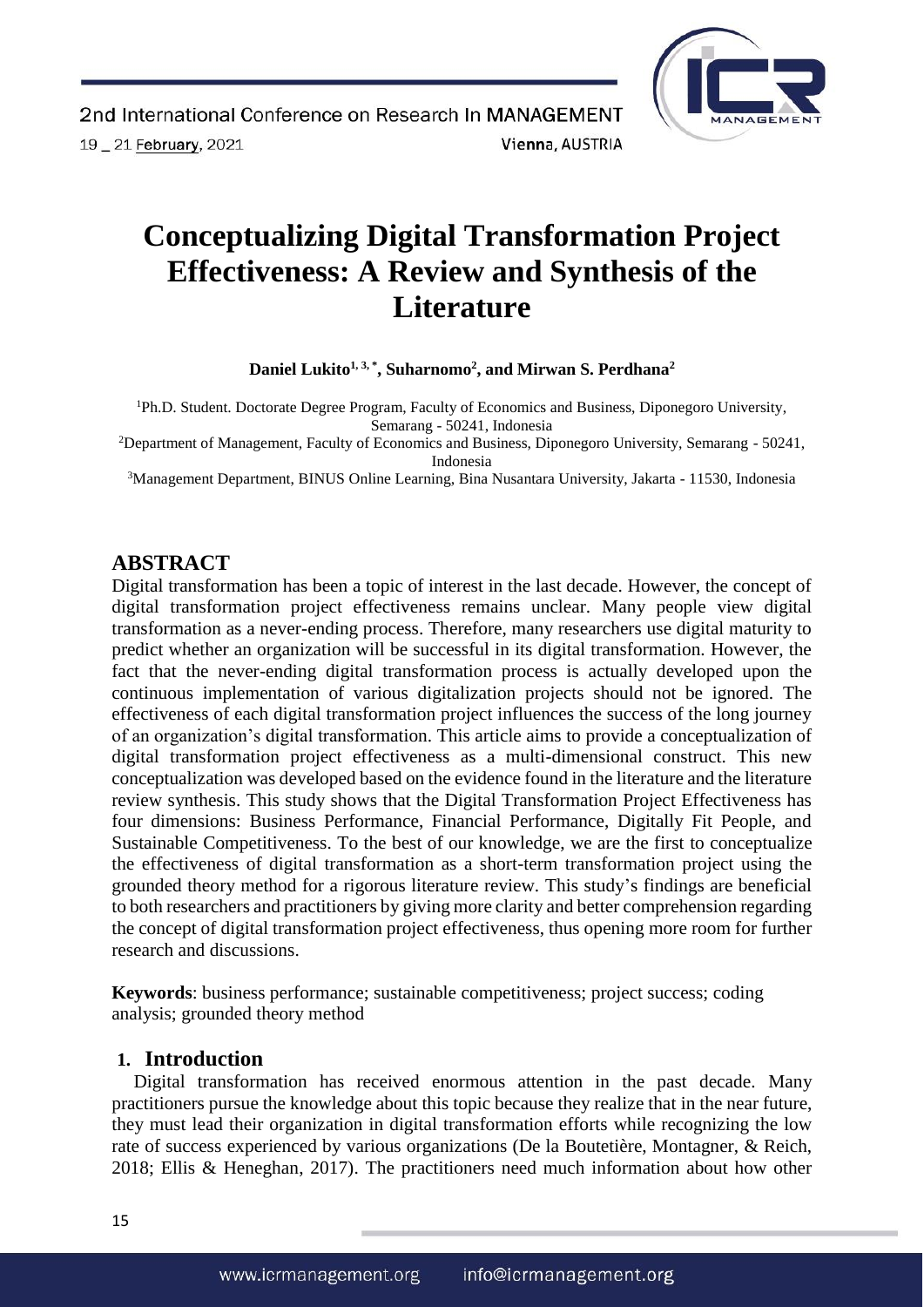# Conceptualizing Digital Transformation Project Effectiveness: A Review and Synthesis of the Literature

**Daniel Lukito[1, 3, *], Suharnomo[2], and Mirwan S. Perdhana[2]**

[1]Ph.D. Student. Doctorate Degree Program, Faculty of Economics and Business, Diponegoro University, Semarang - 50241, Indonesia

[2]Department of Management, Faculty of Economics and Business, Diponegoro University, Semarang - 50241, Indonesia

[3]Management Department, BINUS Online Learning, Bina Nusantara University, Jakarta - 11530, Indonesia

## ABSTRACT

Digital transformation has been a topic of interest in the last decade. However, the concept of digital transformation project effectiveness remains unclear. Many people view digital transformation as a never-ending process. Therefore, many researchers use digital maturity to predict whether an organization will be successful in its digital transformation. However, the fact that the never-ending digital transformation process is actually developed upon the continuous implementation of various digitalization projects should not be ignored. The effectiveness of each digital transformation project influences the success of the long journey of an organization's digital transformation. This article aims to provide a conceptualization of digital transformation project effectiveness as a multi-dimensional construct. This new conceptualization was developed based on the evidence found in the literature and the literature review synthesis. This study shows that the Digital Transformation Project Effectiveness has four dimensions: Business Performance, Financial Performance, Digitally Fit People, and Sustainable Competitiveness. To the best of our knowledge, we are the first to conceptualize the effectiveness of digital transformation as a short-term transformation project using the grounded theory method for a rigorous literature review. This study's findings are beneficial to both researchers and practitioners by giving more clarity and better comprehension regarding the concept of digital transformation project effectiveness, thus opening more room for further research and discussions.

**Keywords**: business performance; sustainable competitiveness; project success; coding analysis; grounded theory method

## 1. Introduction

Digital transformation has received enormous attention in the past decade. Many practitioners pursue the knowledge about this topic because they realize that in the near future, they must lead their organization in digital transformation efforts while recognizing the low rate of success experienced by various organizations (De la Boutetière, Montagner, & Reich, 2018; Ellis & Heneghan, 2017). The practitioners need much information about how other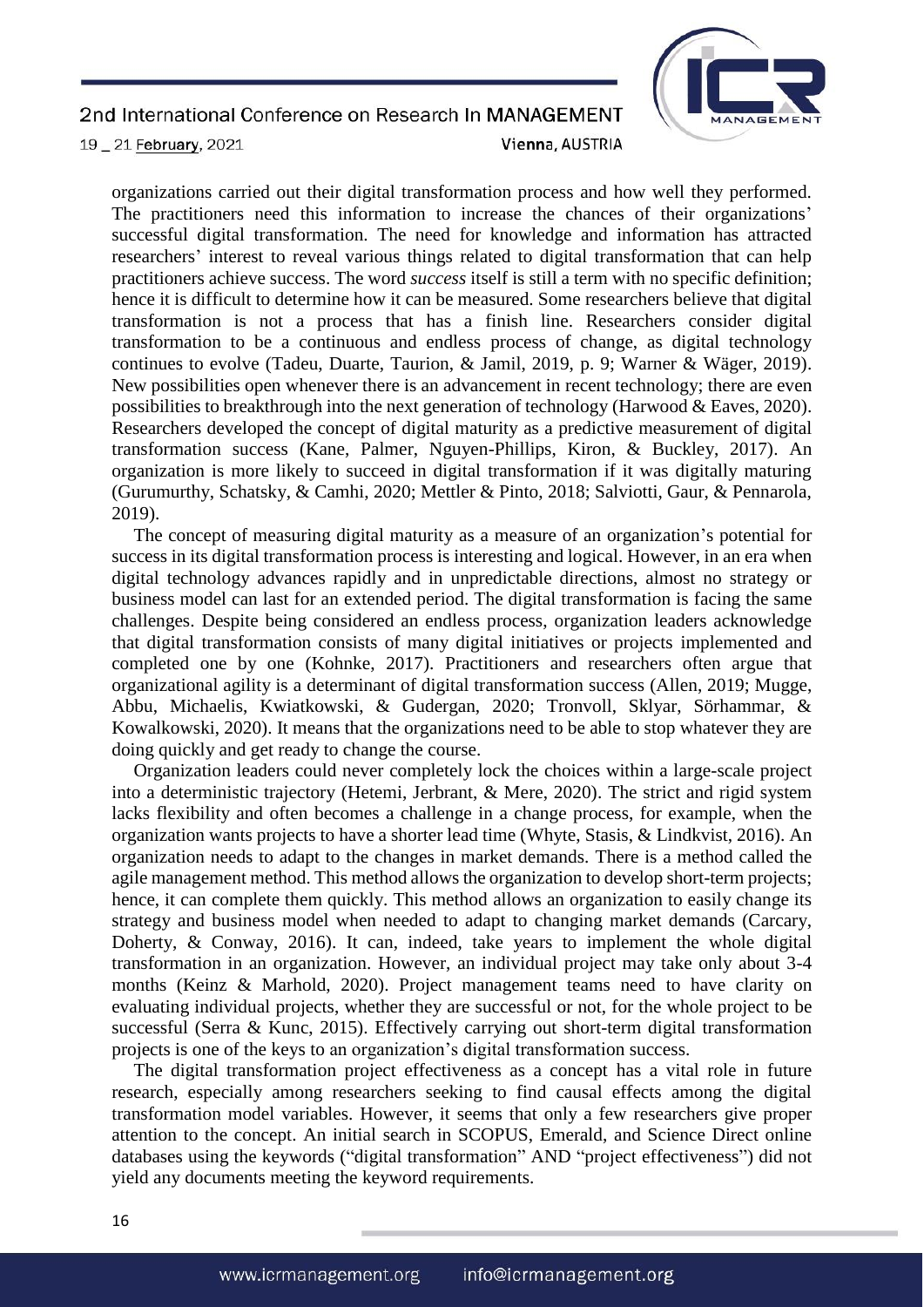organizations carried out their digital transformation process and how well they performed. The practitioners need this information to increase the chances of their organizations' successful digital transformation. The need for knowledge and information has attracted researchers' interest to reveal various things related to digital transformation that can help practitioners achieve success. The word *success* itself is still a term with no specific definition; hence it is difficult to determine how it can be measured. Some researchers believe that digital transformation is not a process that has a finish line. Researchers consider digital transformation to be a continuous and endless process of change, as digital technology continues to evolve (Tadeu, Duarte, Taurion, & Jamil, 2019, p. 9; Warner & Wäger, 2019). New possibilities open whenever there is an advancement in recent technology; there are even possibilities to breakthrough into the next generation of technology (Harwood & Eaves, 2020). Researchers developed the concept of digital maturity as a predictive measurement of digital transformation success (Kane, Palmer, Nguyen-Phillips, Kiron, & Buckley, 2017). An organization is more likely to succeed in digital transformation if it was digitally maturing (Gurumurthy, Schatsky, & Camhi, 2020; Mettler & Pinto, 2018; Salviotti, Gaur, & Pennarola, 2019).

The concept of measuring digital maturity as a measure of an organization's potential for success in its digital transformation process is interesting and logical. However, in an era when digital technology advances rapidly and in unpredictable directions, almost no strategy or business model can last for an extended period. The digital transformation is facing the same challenges. Despite being considered an endless process, organization leaders acknowledge that digital transformation consists of many digital initiatives or projects implemented and completed one by one (Kohnke, 2017). Practitioners and researchers often argue that organizational agility is a determinant of digital transformation success (Allen, 2019; Mugge, Abbu, Michaelis, Kwiatkowski, & Gudergan, 2020; Tronvoll, Sklyar, Sörhammar, & Kowalkowski, 2020). It means that the organizations need to be able to stop whatever they are doing quickly and get ready to change the course.

Organization leaders could never completely lock the choices within a large-scale project into a deterministic trajectory (Hetemi, Jerbrant, & Mere, 2020). The strict and rigid system lacks flexibility and often becomes a challenge in a change process, for example, when the organization wants projects to have a shorter lead time (Whyte, Stasis, & Lindkvist, 2016). An organization needs to adapt to the changes in market demands. There is a method called the agile management method. This method allows the organization to develop short-term projects; hence, it can complete them quickly. This method allows an organization to easily change its strategy and business model when needed to adapt to changing market demands (Carcary, Doherty, & Conway, 2016). It can, indeed, take years to implement the whole digital transformation in an organization. However, an individual project may take only about 3-4 months (Keinz & Marhold, 2020). Project management teams need to have clarity on evaluating individual projects, whether they are successful or not, for the whole project to be successful (Serra & Kunc, 2015). Effectively carrying out short-term digital transformation projects is one of the keys to an organization's digital transformation success.

The digital transformation project effectiveness as a concept has a vital role in future research, especially among researchers seeking to find causal effects among the digital transformation model variables. However, it seems that only a few researchers give proper attention to the concept. An initial search in SCOPUS, Emerald, and Science Direct online databases using the keywords ("digital transformation" AND "project effectiveness") did not yield any documents meeting the keyword requirements.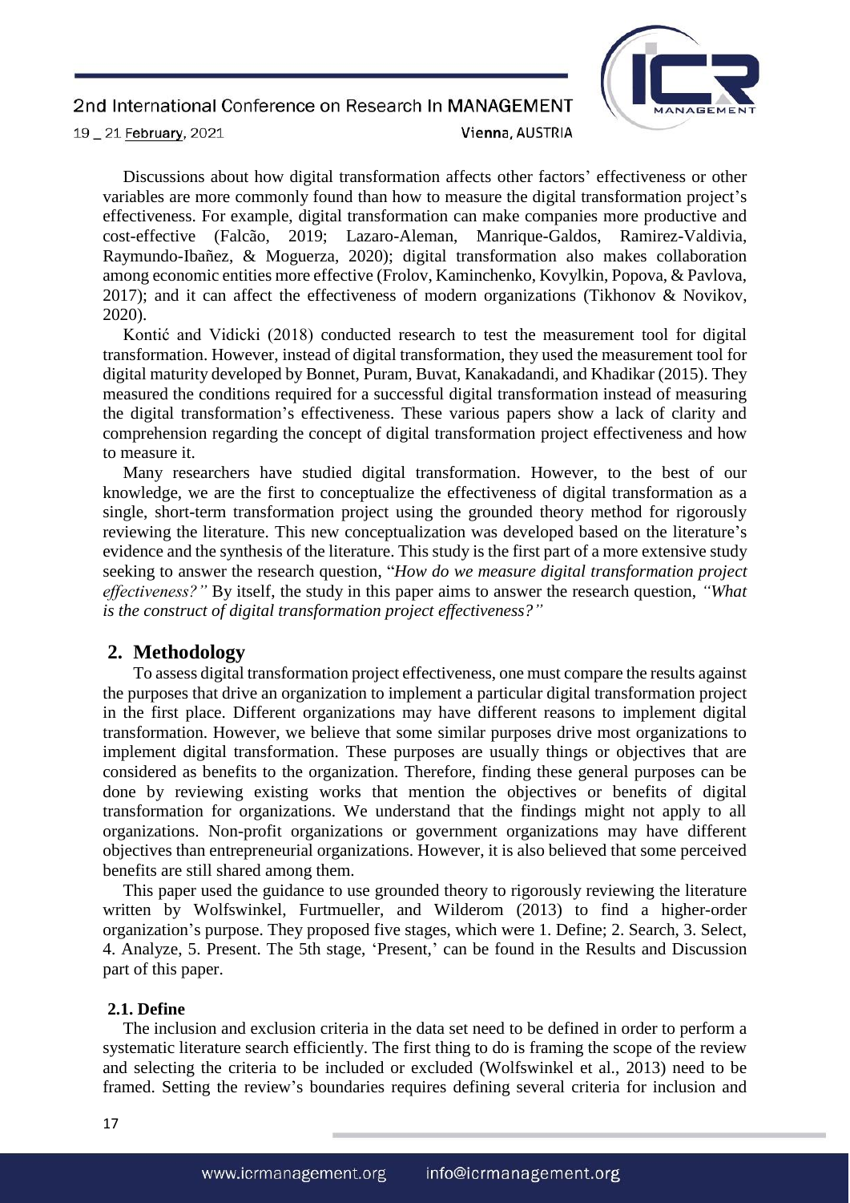Discussions about how digital transformation affects other factors' effectiveness or other variables are more commonly found than how to measure the digital transformation project's effectiveness. For example, digital transformation can make companies more productive and cost-effective (Falcão, 2019; Lazaro-Aleman, Manrique-Galdos, Ramirez-Valdivia, Raymundo-Ibañez, & Moguerza, 2020); digital transformation also makes collaboration among economic entities more effective (Frolov, Kaminchenko, Kovylkin, Popova, & Pavlova, 2017); and it can affect the effectiveness of modern organizations (Tikhonov & Novikov, 2020).

Kontić and Vidicki (2018) conducted research to test the measurement tool for digital transformation. However, instead of digital transformation, they used the measurement tool for digital maturity developed by Bonnet, Puram, Buvat, Kanakadandi, and Khadikar (2015). They measured the conditions required for a successful digital transformation instead of measuring the digital transformation's effectiveness. These various papers show a lack of clarity and comprehension regarding the concept of digital transformation project effectiveness and how to measure it.

Many researchers have studied digital transformation. However, to the best of our knowledge, we are the first to conceptualize the effectiveness of digital transformation as a single, short-term transformation project using the grounded theory method for rigorously reviewing the literature. This new conceptualization was developed based on the literature's evidence and the synthesis of the literature. This study is the first part of a more extensive study seeking to answer the research question, "*How do we measure digital transformation project effectiveness?"* By itself, the study in this paper aims to answer the research question, *"What is the construct of digital transformation project effectiveness?"*

## 2. Methodology

To assess digital transformation project effectiveness, one must compare the results against the purposes that drive an organization to implement a particular digital transformation project in the first place. Different organizations may have different reasons to implement digital transformation. However, we believe that some similar purposes drive most organizations to implement digital transformation. These purposes are usually things or objectives that are considered as benefits to the organization. Therefore, finding these general purposes can be done by reviewing existing works that mention the objectives or benefits of digital transformation for organizations. We understand that the findings might not apply to all organizations. Non-profit organizations or government organizations may have different objectives than entrepreneurial organizations. However, it is also believed that some perceived benefits are still shared among them.

This paper used the guidance to use grounded theory to rigorously reviewing the literature written by Wolfswinkel, Furtmueller, and Wilderom (2013) to find a higher-order organization's purpose. They proposed five stages, which were 1. Define; 2. Search, 3. Select, 4. Analyze, 5. Present. The 5th stage, 'Present,' can be found in the Results and Discussion part of this paper.

### 2.1. Define

The inclusion and exclusion criteria in the data set need to be defined in order to perform a systematic literature search efficiently. The first thing to do is framing the scope of the review and selecting the criteria to be included or excluded (Wolfswinkel et al., 2013) need to be framed. Setting the review's boundaries requires defining several criteria for inclusion and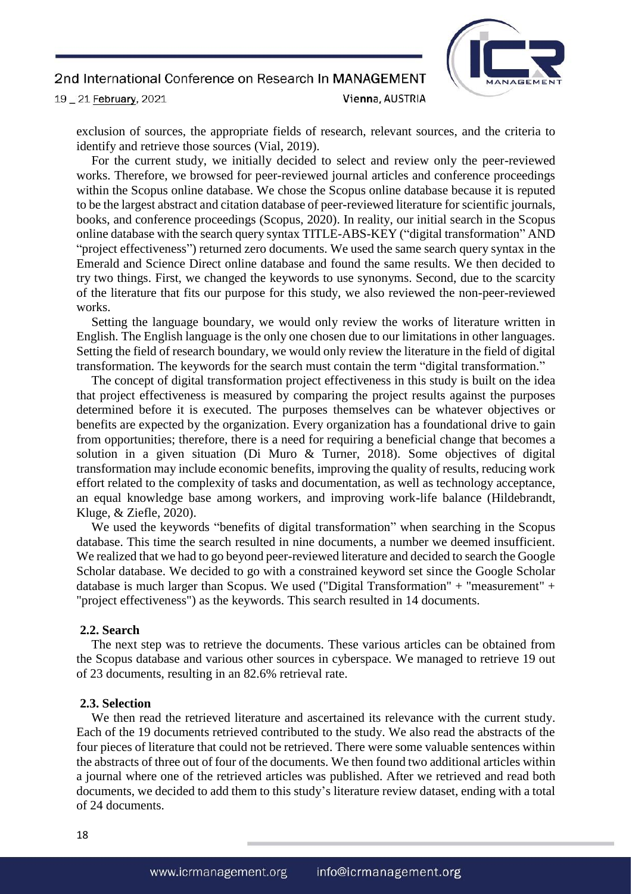exclusion of sources, the appropriate fields of research, relevant sources, and the criteria to identify and retrieve those sources (Vial, 2019).

For the current study, we initially decided to select and review only the peer-reviewed works. Therefore, we browsed for peer-reviewed journal articles and conference proceedings within the Scopus online database. We chose the Scopus online database because it is reputed to be the largest abstract and citation database of peer-reviewed literature for scientific journals, books, and conference proceedings (Scopus, 2020). In reality, our initial search in the Scopus online database with the search query syntax TITLE-ABS-KEY ("digital transformation" AND "project effectiveness") returned zero documents. We used the same search query syntax in the Emerald and Science Direct online database and found the same results. We then decided to try two things. First, we changed the keywords to use synonyms. Second, due to the scarcity of the literature that fits our purpose for this study, we also reviewed the non-peer-reviewed works.

Setting the language boundary, we would only review the works of literature written in English. The English language is the only one chosen due to our limitations in other languages. Setting the field of research boundary, we would only review the literature in the field of digital transformation. The keywords for the search must contain the term "digital transformation."

The concept of digital transformation project effectiveness in this study is built on the idea that project effectiveness is measured by comparing the project results against the purposes determined before it is executed. The purposes themselves can be whatever objectives or benefits are expected by the organization. Every organization has a foundational drive to gain from opportunities; therefore, there is a need for requiring a beneficial change that becomes a solution in a given situation (Di Muro & Turner, 2018). Some objectives of digital transformation may include economic benefits, improving the quality of results, reducing work effort related to the complexity of tasks and documentation, as well as technology acceptance, an equal knowledge base among workers, and improving work-life balance (Hildebrandt, Kluge, & Ziefle, 2020).

We used the keywords "benefits of digital transformation" when searching in the Scopus database. This time the search resulted in nine documents, a number we deemed insufficient. We realized that we had to go beyond peer-reviewed literature and decided to search the Google Scholar database. We decided to go with a constrained keyword set since the Google Scholar database is much larger than Scopus. We used ("Digital Transformation" + "measurement" + "project effectiveness") as the keywords. This search resulted in 14 documents.

### 2.2. Search

The next step was to retrieve the documents. These various articles can be obtained from the Scopus database and various other sources in cyberspace. We managed to retrieve 19 out of 23 documents, resulting in an 82.6% retrieval rate.

### 2.3. Selection

We then read the retrieved literature and ascertained its relevance with the current study. Each of the 19 documents retrieved contributed to the study. We also read the abstracts of the four pieces of literature that could not be retrieved. There were some valuable sentences within the abstracts of three out of four of the documents. We then found two additional articles within a journal where one of the retrieved articles was published. After we retrieved and read both documents, we decided to add them to this study's literature review dataset, ending with a total of 24 documents.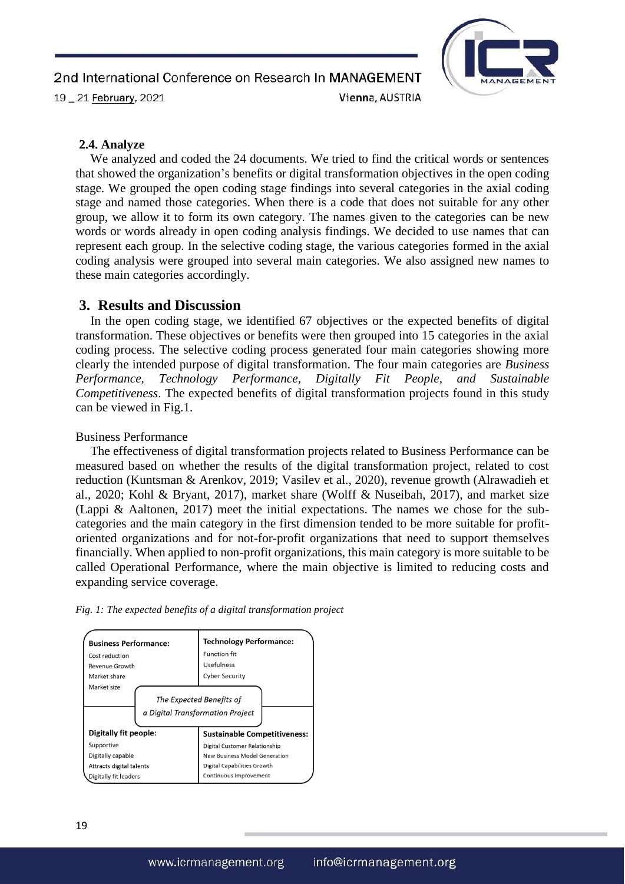### 2.4. Analyze

We analyzed and coded the 24 documents. We tried to find the critical words or sentences that showed the organization's benefits or digital transformation objectives in the open coding stage. We grouped the open coding stage findings into several categories in the axial coding stage and named those categories. When there is a code that does not suitable for any other group, we allow it to form its own category. The names given to the categories can be new words or words already in open coding analysis findings. We decided to use names that can represent each group. In the selective coding stage, the various categories formed in the axial coding analysis were grouped into several main categories. We also assigned new names to these main categories accordingly.

## 3. Results and Discussion

In the open coding stage, we identified 67 objectives or the expected benefits of digital transformation. These objectives or benefits were then grouped into 15 categories in the axial coding process. The selective coding process generated four main categories showing more clearly the intended purpose of digital transformation. The four main categories are *Business Performance, Technology Performance, Digitally Fit People, and Sustainable Competitiveness*. The expected benefits of digital transformation projects found in this study can be viewed in Fig.1.

Business Performance

The effectiveness of digital transformation projects related to Business Performance can be measured based on whether the results of the digital transformation project, related to cost reduction (Kuntsman & Arenkov, 2019; Vasilev et al., 2020), revenue growth (Alrawadieh et al., 2020; Kohl & Bryant, 2017), market share (Wolff & Nuseibah, 2017), and market size (Lappi & Aaltonen, 2017) meet the initial expectations. The names we chose for the sub-categories and the main category in the first dimension tended to be more suitable for profit-oriented organizations and for not-for-profit organizations that need to support themselves financially. When applied to non-profit organizations, this main category is more suitable to be called Operational Performance, where the main objective is limited to reducing costs and expanding service coverage.

*Fig. 1: The expected benefits of a digital transformation project*

| **Business Performance:** | **Technology Performance:** |
|---|---|
| Cost reduction | Function fit |
| Revenue Growth | Usefulness |
| Market share | Cyber Security |
| Market size | |
| *The Expected Benefits of a Digital Transformation Project* | |
| **Digitally fit people:** | **Sustainable Competitiveness:** |
| Supportive | Digital Customer Relationship |
| Digitally capable | New Business Model Generation |
| Attracts digital talents | Digital Capabilities Growth |
| Digitally fit leaders | Continuous Improvement |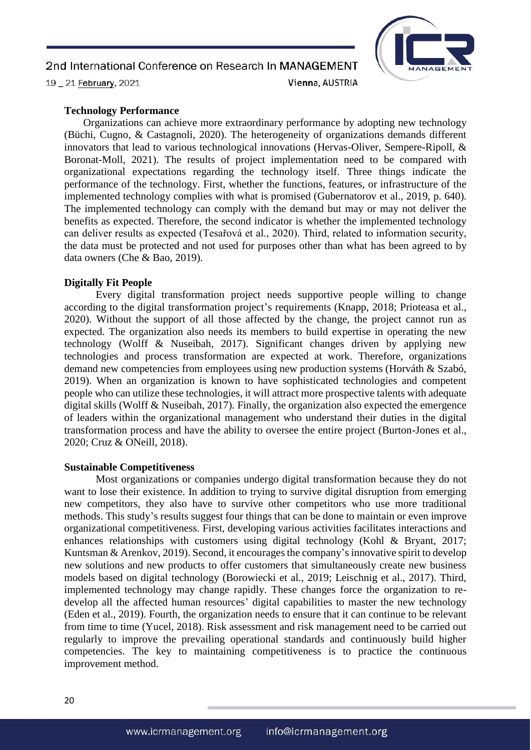### Technology Performance

Organizations can achieve more extraordinary performance by adopting new technology (Büchi, Cugno, & Castagnoli, 2020). The heterogeneity of organizations demands different innovators that lead to various technological innovations (Hervas-Oliver, Sempere-Ripoll, & Boronat-Moll, 2021). The results of project implementation need to be compared with organizational expectations regarding the technology itself. Three things indicate the performance of the technology. First, whether the functions, features, or infrastructure of the implemented technology complies with what is promised (Gubernatorov et al., 2019, p. 640). The implemented technology can comply with the demand but may or may not deliver the benefits as expected. Therefore, the second indicator is whether the implemented technology can deliver results as expected (Tesařová et al., 2020). Third, related to information security, the data must be protected and not used for purposes other than what has been agreed to by data owners (Che & Bao, 2019).

### Digitally Fit People

Every digital transformation project needs supportive people willing to change according to the digital transformation project's requirements (Knapp, 2018; Prioteasa et al., 2020). Without the support of all those affected by the change, the project cannot run as expected. The organization also needs its members to build expertise in operating the new technology (Wolff & Nuseibah, 2017). Significant changes driven by applying new technologies and process transformation are expected at work. Therefore, organizations demand new competencies from employees using new production systems (Horváth & Szabó, 2019). When an organization is known to have sophisticated technologies and competent people who can utilize these technologies, it will attract more prospective talents with adequate digital skills (Wolff & Nuseibah, 2017). Finally, the organization also expected the emergence of leaders within the organizational management who understand their duties in the digital transformation process and have the ability to oversee the entire project (Burton-Jones et al., 2020; Cruz & ONeill, 2018).

### Sustainable Competitiveness

Most organizations or companies undergo digital transformation because they do not want to lose their existence. In addition to trying to survive digital disruption from emerging new competitors, they also have to survive other competitors who use more traditional methods. This study's results suggest four things that can be done to maintain or even improve organizational competitiveness. First, developing various activities facilitates interactions and enhances relationships with customers using digital technology (Kohl & Bryant, 2017; Kuntsman & Arenkov, 2019). Second, it encourages the company's innovative spirit to develop new solutions and new products to offer customers that simultaneously create new business models based on digital technology (Borowiecki et al., 2019; Leischnig et al., 2017). Third, implemented technology may change rapidly. These changes force the organization to re-develop all the affected human resources' digital capabilities to master the new technology (Eden et al., 2019). Fourth, the organization needs to ensure that it can continue to be relevant from time to time (Yucel, 2018). Risk assessment and risk management need to be carried out regularly to improve the prevailing operational standards and continuously build higher competencies. The key to maintaining competitiveness is to practice the continuous improvement method.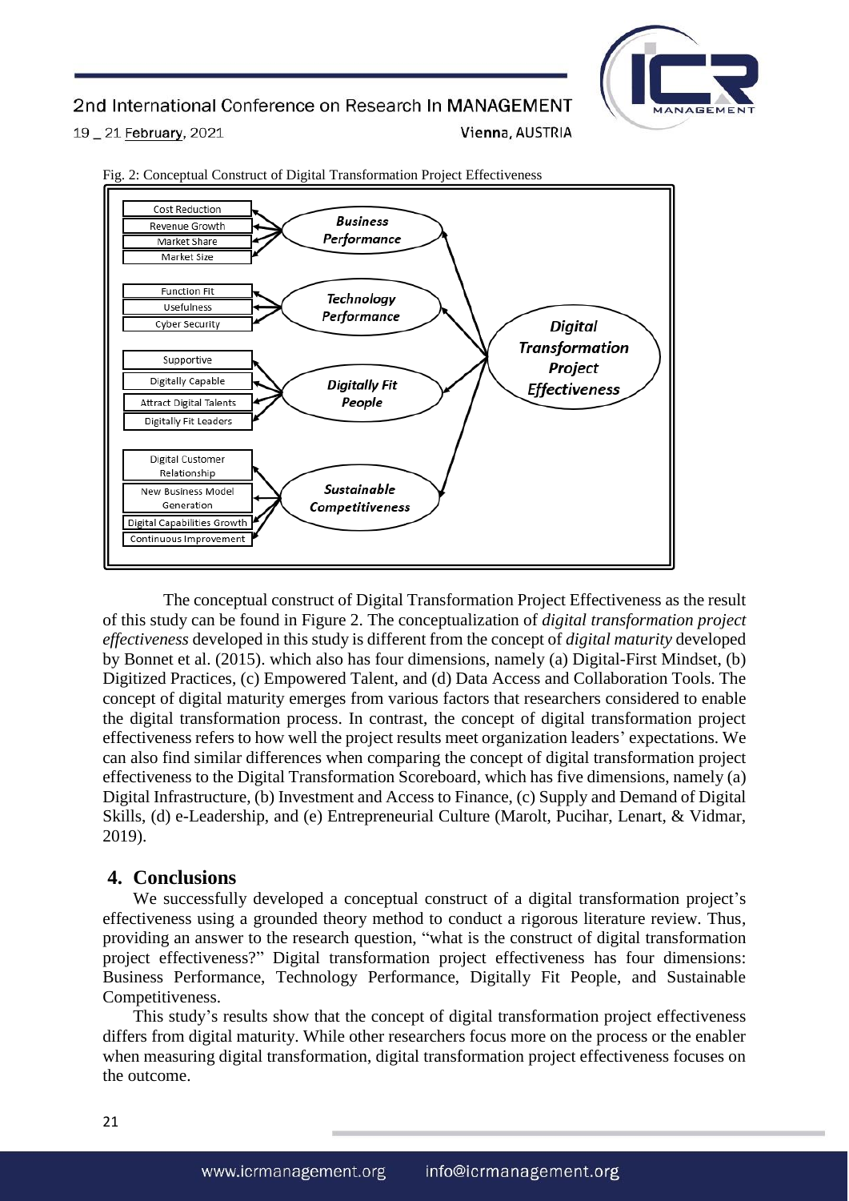Fig. 2: Conceptual Construct of Digital Transformation Project Effectiveness

The conceptual construct of Digital Transformation Project Effectiveness as the result of this study can be found in Figure 2. The conceptualization of *digital transformation project effectiveness* developed in this study is different from the concept of *digital maturity* developed by Bonnet et al. (2015). which also has four dimensions, namely (a) Digital-First Mindset, (b) Digitized Practices, (c) Empowered Talent, and (d) Data Access and Collaboration Tools. The concept of digital maturity emerges from various factors that researchers considered to enable the digital transformation process. In contrast, the concept of digital transformation project effectiveness refers to how well the project results meet organization leaders' expectations. We can also find similar differences when comparing the concept of digital transformation project effectiveness to the Digital Transformation Scoreboard, which has five dimensions, namely (a) Digital Infrastructure, (b) Investment and Access to Finance, (c) Supply and Demand of Digital Skills, (d) e-Leadership, and (e) Entrepreneurial Culture (Marolt, Pucihar, Lenart, & Vidmar, 2019).

## 4. Conclusions

We successfully developed a conceptual construct of a digital transformation project's effectiveness using a grounded theory method to conduct a rigorous literature review. Thus, providing an answer to the research question, "what is the construct of digital transformation project effectiveness?" Digital transformation project effectiveness has four dimensions: Business Performance, Technology Performance, Digitally Fit People, and Sustainable Competitiveness.

This study's results show that the concept of digital transformation project effectiveness differs from digital maturity. While other researchers focus more on the process or the enabler when measuring digital transformation, digital transformation project effectiveness focuses on the outcome.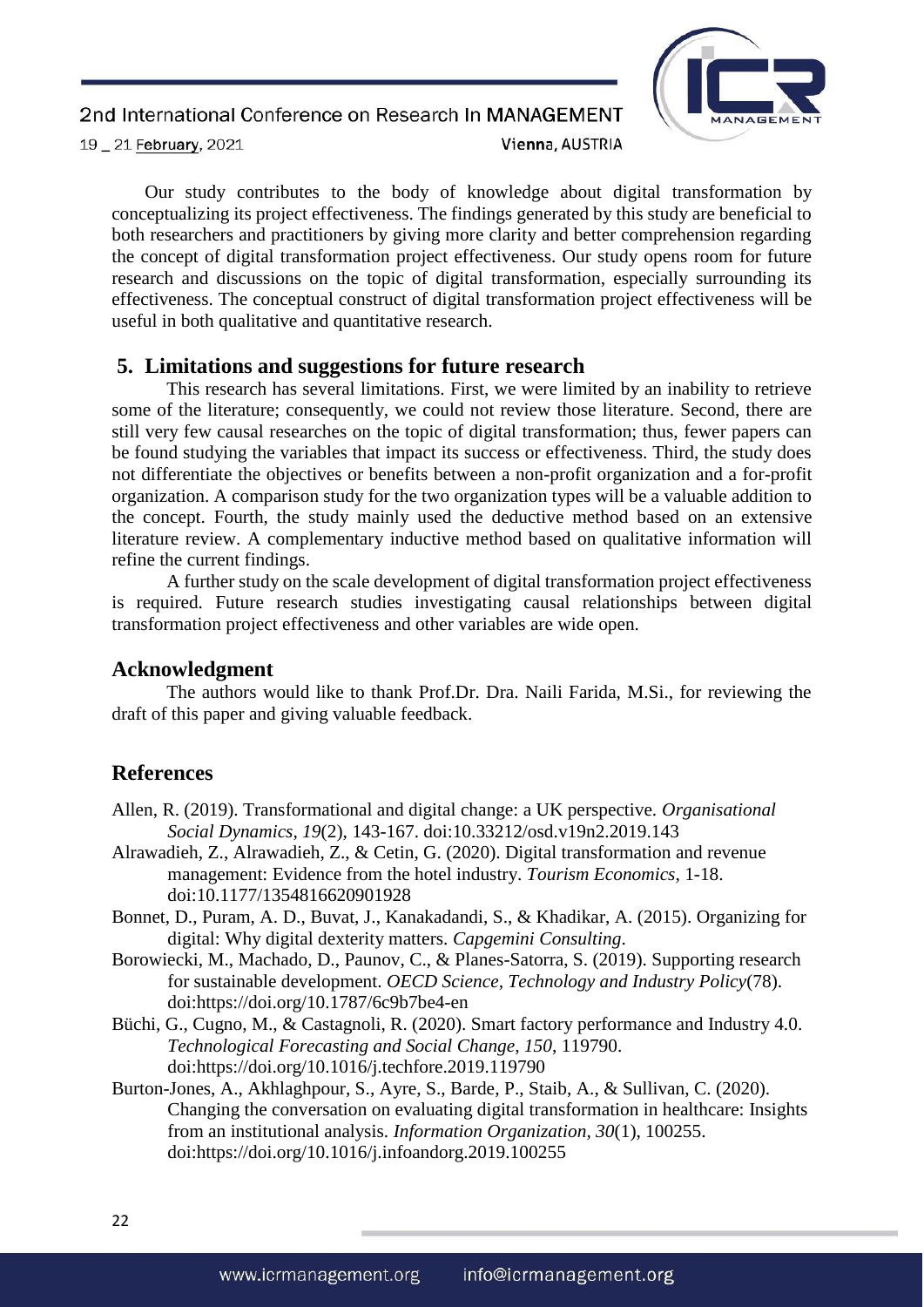Our study contributes to the body of knowledge about digital transformation by conceptualizing its project effectiveness. The findings generated by this study are beneficial to both researchers and practitioners by giving more clarity and better comprehension regarding the concept of digital transformation project effectiveness. Our study opens room for future research and discussions on the topic of digital transformation, especially surrounding its effectiveness. The conceptual construct of digital transformation project effectiveness will be useful in both qualitative and quantitative research.

## 5. Limitations and suggestions for future research

This research has several limitations. First, we were limited by an inability to retrieve some of the literature; consequently, we could not review those literature. Second, there are still very few causal researches on the topic of digital transformation; thus, fewer papers can be found studying the variables that impact its success or effectiveness. Third, the study does not differentiate the objectives or benefits between a non-profit organization and a for-profit organization. A comparison study for the two organization types will be a valuable addition to the concept. Fourth, the study mainly used the deductive method based on an extensive literature review. A complementary inductive method based on qualitative information will refine the current findings.

A further study on the scale development of digital transformation project effectiveness is required. Future research studies investigating causal relationships between digital transformation project effectiveness and other variables are wide open.

## Acknowledgment

The authors would like to thank Prof.Dr. Dra. Naili Farida, M.Si., for reviewing the draft of this paper and giving valuable feedback.

## References

Allen, R. (2019). Transformational and digital change: a UK perspective. *Organisational Social Dynamics, 19*(2), 143-167. doi:10.33212/osd.v19n2.2019.143

Alrawadieh, Z., Alrawadieh, Z., & Cetin, G. (2020). Digital transformation and revenue management: Evidence from the hotel industry. *Tourism Economics*, 1-18. doi:10.1177/1354816620901928

Bonnet, D., Puram, A. D., Buvat, J., Kanakadandi, S., & Khadikar, A. (2015). Organizing for digital: Why digital dexterity matters. *Capgemini Consulting*.

Borowiecki, M., Machado, D., Paunov, C., & Planes-Satorra, S. (2019). Supporting research for sustainable development. *OECD Science, Technology and Industry Policy*(78). doi:https://doi.org/10.1787/6c9b7be4-en

Büchi, G., Cugno, M., & Castagnoli, R. (2020). Smart factory performance and Industry 4.0. *Technological Forecasting and Social Change, 150*, 119790. doi:https://doi.org/10.1016/j.techfore.2019.119790

Burton-Jones, A., Akhlaghpour, S., Ayre, S., Barde, P., Staib, A., & Sullivan, C. (2020). Changing the conversation on evaluating digital transformation in healthcare: Insights from an institutional analysis. *Information Organization, 30*(1), 100255. doi:https://doi.org/10.1016/j.infoandorg.2019.100255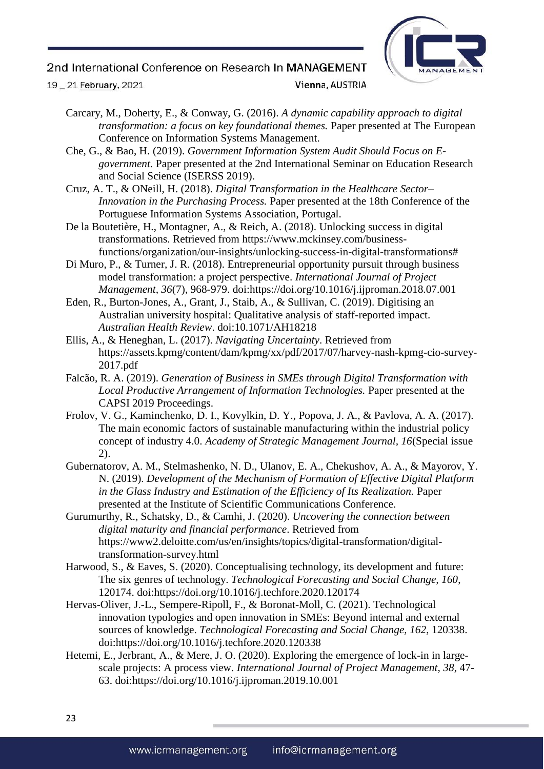Carcary, M., Doherty, E., & Conway, G. (2016). *A dynamic capability approach to digital transformation: a focus on key foundational themes.* Paper presented at The European Conference on Information Systems Management.

Che, G., & Bao, H. (2019). *Government Information System Audit Should Focus on E-government.* Paper presented at the 2nd International Seminar on Education Research and Social Science (ISERSS 2019).

Cruz, A. T., & ONeill, H. (2018). *Digital Transformation in the Healthcare Sector–Innovation in the Purchasing Process.* Paper presented at the 18th Conference of the Portuguese Information Systems Association, Portugal.

De la Boutetière, H., Montagner, A., & Reich, A. (2018). Unlocking success in digital transformations. Retrieved from https://www.mckinsey.com/business-functions/organization/our-insights/unlocking-success-in-digital-transformations#

Di Muro, P., & Turner, J. R. (2018). Entrepreneurial opportunity pursuit through business model transformation: a project perspective. *International Journal of Project Management, 36*(7), 968-979. doi:https://doi.org/10.1016/j.ijproman.2018.07.001

Eden, R., Burton-Jones, A., Grant, J., Staib, A., & Sullivan, C. (2019). Digitising an Australian university hospital: Qualitative analysis of staff-reported impact. *Australian Health Review*. doi:10.1071/AH18218

Ellis, A., & Heneghan, L. (2017). *Navigating Uncertainty*. Retrieved from https://assets.kpmg/content/dam/kpmg/xx/pdf/2017/07/harvey-nash-kpmg-cio-survey-2017.pdf

Falcão, R. A. (2019). *Generation of Business in SMEs through Digital Transformation with Local Productive Arrangement of Information Technologies.* Paper presented at the CAPSI 2019 Proceedings.

Frolov, V. G., Kaminchenko, D. I., Kovylkin, D. Y., Popova, J. A., & Pavlova, A. A. (2017). The main economic factors of sustainable manufacturing within the industrial policy concept of industry 4.0. *Academy of Strategic Management Journal, 16*(Special issue 2).

Gubernatorov, A. M., Stelmashenko, N. D., Ulanov, E. A., Chekushov, A. A., & Mayorov, Y. N. (2019). *Development of the Mechanism of Formation of Effective Digital Platform in the Glass Industry and Estimation of the Efficiency of Its Realization.* Paper presented at the Institute of Scientific Communications Conference.

Gurumurthy, R., Schatsky, D., & Camhi, J. (2020). *Uncovering the connection between digital maturity and financial performance*. Retrieved from https://www2.deloitte.com/us/en/insights/topics/digital-transformation/digital-transformation-survey.html

Harwood, S., & Eaves, S. (2020). Conceptualising technology, its development and future: The six genres of technology. *Technological Forecasting and Social Change, 160*, 120174. doi:https://doi.org/10.1016/j.techfore.2020.120174

Hervas-Oliver, J.-L., Sempere-Ripoll, F., & Boronat-Moll, C. (2021). Technological innovation typologies and open innovation in SMEs: Beyond internal and external sources of knowledge. *Technological Forecasting and Social Change, 162*, 120338. doi:https://doi.org/10.1016/j.techfore.2020.120338

Hetemi, E., Jerbrant, A., & Mere, J. O. (2020). Exploring the emergence of lock-in in large-scale projects: A process view. *International Journal of Project Management, 38*, 47-63. doi:https://doi.org/10.1016/j.ijproman.2019.10.001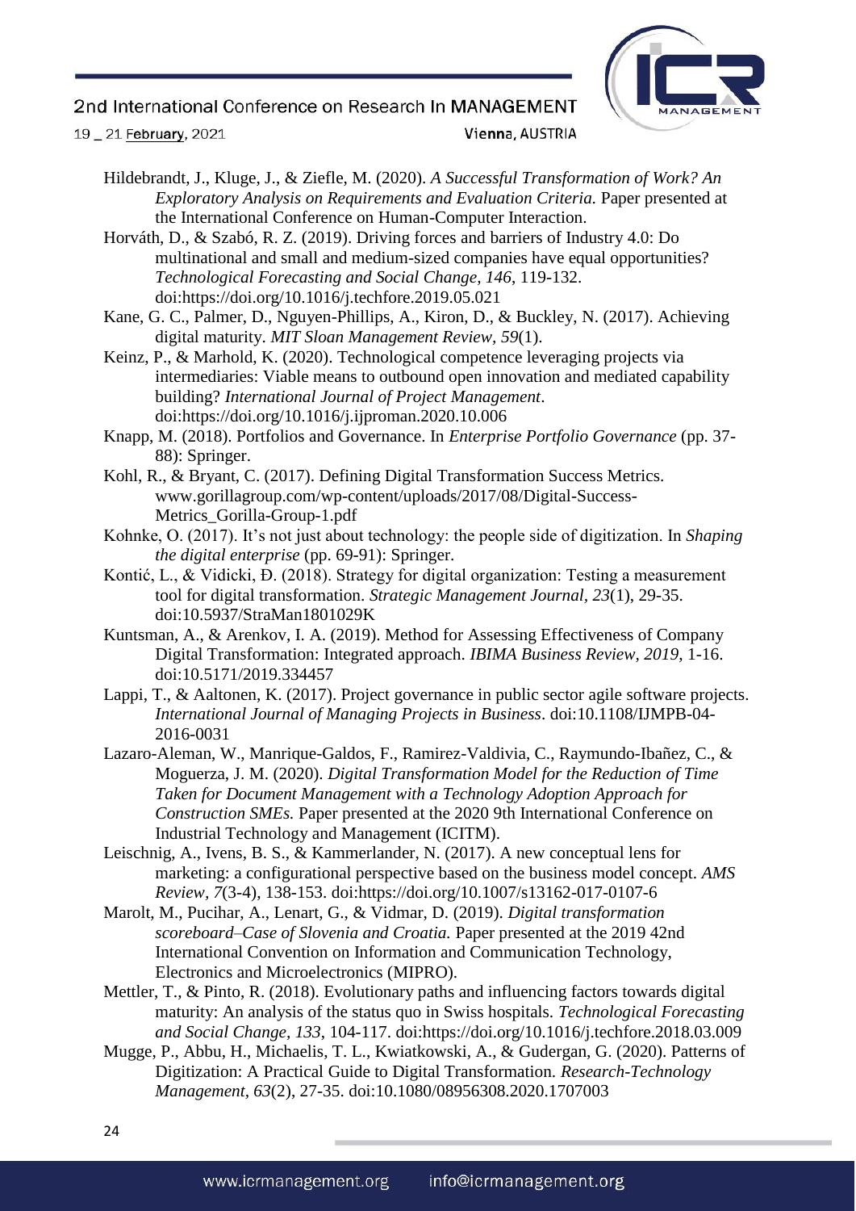Hildebrandt, J., Kluge, J., & Ziefle, M. (2020). *A Successful Transformation of Work? An Exploratory Analysis on Requirements and Evaluation Criteria.* Paper presented at the International Conference on Human-Computer Interaction.

Horváth, D., & Szabó, R. Z. (2019). Driving forces and barriers of Industry 4.0: Do multinational and small and medium-sized companies have equal opportunities? *Technological Forecasting and Social Change, 146*, 119-132. doi:https://doi.org/10.1016/j.techfore.2019.05.021

Kane, G. C., Palmer, D., Nguyen-Phillips, A., Kiron, D., & Buckley, N. (2017). Achieving digital maturity. *MIT Sloan Management Review, 59*(1).

Keinz, P., & Marhold, K. (2020). Technological competence leveraging projects via intermediaries: Viable means to outbound open innovation and mediated capability building? *International Journal of Project Management*. doi:https://doi.org/10.1016/j.ijproman.2020.10.006

Knapp, M. (2018). Portfolios and Governance. In *Enterprise Portfolio Governance* (pp. 37-88): Springer.

Kohl, R., & Bryant, C. (2017). Defining Digital Transformation Success Metrics. www.gorillagroup.com/wp-content/uploads/2017/08/Digital-Success-Metrics_Gorilla-Group-1.pdf

Kohnke, O. (2017). It's not just about technology: the people side of digitization. In *Shaping the digital enterprise* (pp. 69-91): Springer.

Kontić, L., & Vidicki, Đ. (2018). Strategy for digital organization: Testing a measurement tool for digital transformation. *Strategic Management Journal, 23*(1), 29-35. doi:10.5937/StraMan1801029K

Kuntsman, A., & Arenkov, I. A. (2019). Method for Assessing Effectiveness of Company Digital Transformation: Integrated approach. *IBIMA Business Review, 2019*, 1-16. doi:10.5171/2019.334457

Lappi, T., & Aaltonen, K. (2017). Project governance in public sector agile software projects. *International Journal of Managing Projects in Business*. doi:10.1108/IJMPB-04-2016-0031

Lazaro-Aleman, W., Manrique-Galdos, F., Ramirez-Valdivia, C., Raymundo-Ibañez, C., & Moguerza, J. M. (2020). *Digital Transformation Model for the Reduction of Time Taken for Document Management with a Technology Adoption Approach for Construction SMEs.* Paper presented at the 2020 9th International Conference on Industrial Technology and Management (ICITM).

Leischnig, A., Ivens, B. S., & Kammerlander, N. (2017). A new conceptual lens for marketing: a configurational perspective based on the business model concept. *AMS Review, 7*(3-4), 138-153. doi:https://doi.org/10.1007/s13162-017-0107-6

Marolt, M., Pucihar, A., Lenart, G., & Vidmar, D. (2019). *Digital transformation scoreboard–Case of Slovenia and Croatia.* Paper presented at the 2019 42nd International Convention on Information and Communication Technology, Electronics and Microelectronics (MIPRO).

Mettler, T., & Pinto, R. (2018). Evolutionary paths and influencing factors towards digital maturity: An analysis of the status quo in Swiss hospitals. *Technological Forecasting and Social Change, 133*, 104-117. doi:https://doi.org/10.1016/j.techfore.2018.03.009

Mugge, P., Abbu, H., Michaelis, T. L., Kwiatkowski, A., & Gudergan, G. (2020). Patterns of Digitization: A Practical Guide to Digital Transformation. *Research-Technology Management, 63*(2), 27-35. doi:10.1080/08956308.2020.1707003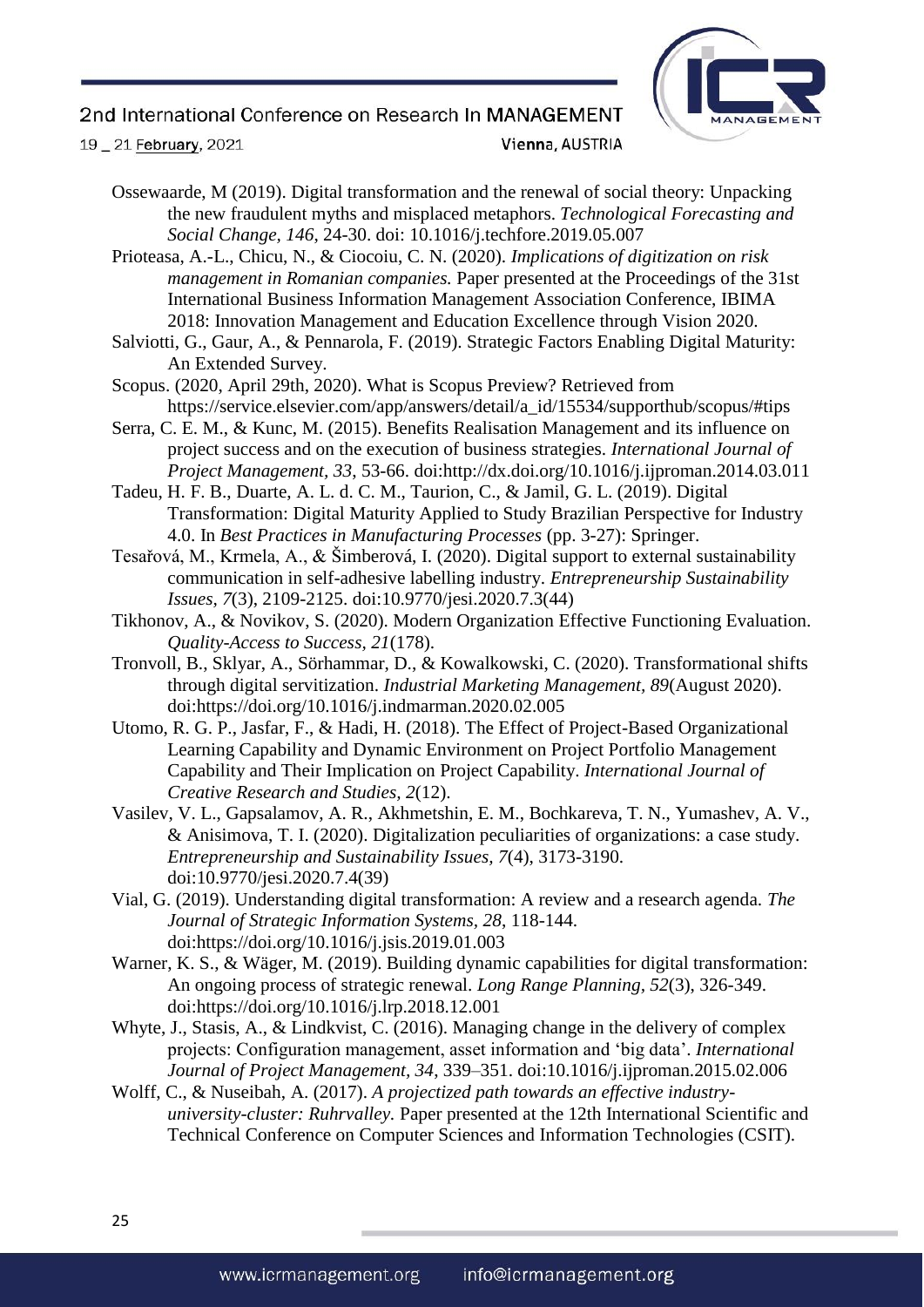Ossewaarde, M (2019). Digital transformation and the renewal of social theory: Unpacking the new fraudulent myths and misplaced metaphors. *Technological Forecasting and Social Change, 146*, 24-30. doi: 10.1016/j.techfore.2019.05.007

Prioteasa, A.-L., Chicu, N., & Ciocoiu, C. N. (2020). *Implications of digitization on risk management in Romanian companies.* Paper presented at the Proceedings of the 31st International Business Information Management Association Conference, IBIMA 2018: Innovation Management and Education Excellence through Vision 2020.

Salviotti, G., Gaur, A., & Pennarola, F. (2019). Strategic Factors Enabling Digital Maturity: An Extended Survey.

Scopus. (2020, April 29th, 2020). What is Scopus Preview? Retrieved from https://service.elsevier.com/app/answers/detail/a_id/15534/supporthub/scopus/#tips

Serra, C. E. M., & Kunc, M. (2015). Benefits Realisation Management and its influence on project success and on the execution of business strategies. *International Journal of Project Management, 33*, 53-66. doi:http://dx.doi.org/10.1016/j.ijproman.2014.03.011

Tadeu, H. F. B., Duarte, A. L. d. C. M., Taurion, C., & Jamil, G. L. (2019). Digital Transformation: Digital Maturity Applied to Study Brazilian Perspective for Industry 4.0. In *Best Practices in Manufacturing Processes* (pp. 3-27): Springer.

Tesařová, M., Krmela, A., & Šimberová, I. (2020). Digital support to external sustainability communication in self-adhesive labelling industry. *Entrepreneurship Sustainability Issues, 7*(3), 2109-2125. doi:10.9770/jesi.2020.7.3(44)

Tikhonov, A., & Novikov, S. (2020). Modern Organization Effective Functioning Evaluation. *Quality-Access to Success, 21*(178).

Tronvoll, B., Sklyar, A., Sörhammar, D., & Kowalkowski, C. (2020). Transformational shifts through digital servitization. *Industrial Marketing Management, 89*(August 2020). doi:https://doi.org/10.1016/j.indmarman.2020.02.005

Utomo, R. G. P., Jasfar, F., & Hadi, H. (2018). The Effect of Project-Based Organizational Learning Capability and Dynamic Environment on Project Portfolio Management Capability and Their Implication on Project Capability. *International Journal of Creative Research and Studies, 2*(12).

Vasilev, V. L., Gapsalamov, A. R., Akhmetshin, E. M., Bochkareva, T. N., Yumashev, A. V., & Anisimova, T. I. (2020). Digitalization peculiarities of organizations: a case study. *Entrepreneurship and Sustainability Issues, 7*(4), 3173-3190. doi:10.9770/jesi.2020.7.4(39)

Vial, G. (2019). Understanding digital transformation: A review and a research agenda. *The Journal of Strategic Information Systems, 28*, 118-144. doi:https://doi.org/10.1016/j.jsis.2019.01.003

Warner, K. S., & Wäger, M. (2019). Building dynamic capabilities for digital transformation: An ongoing process of strategic renewal. *Long Range Planning, 52*(3), 326-349. doi:https://doi.org/10.1016/j.lrp.2018.12.001

Whyte, J., Stasis, A., & Lindkvist, C. (2016). Managing change in the delivery of complex projects: Configuration management, asset information and 'big data'. *International Journal of Project Management, 34*, 339–351. doi:10.1016/j.ijproman.2015.02.006

Wolff, C., & Nuseibah, A. (2017). *A projectized path towards an effective industry-university-cluster: Ruhrvalley.* Paper presented at the 12th International Scientific and Technical Conference on Computer Sciences and Information Technologies (CSIT).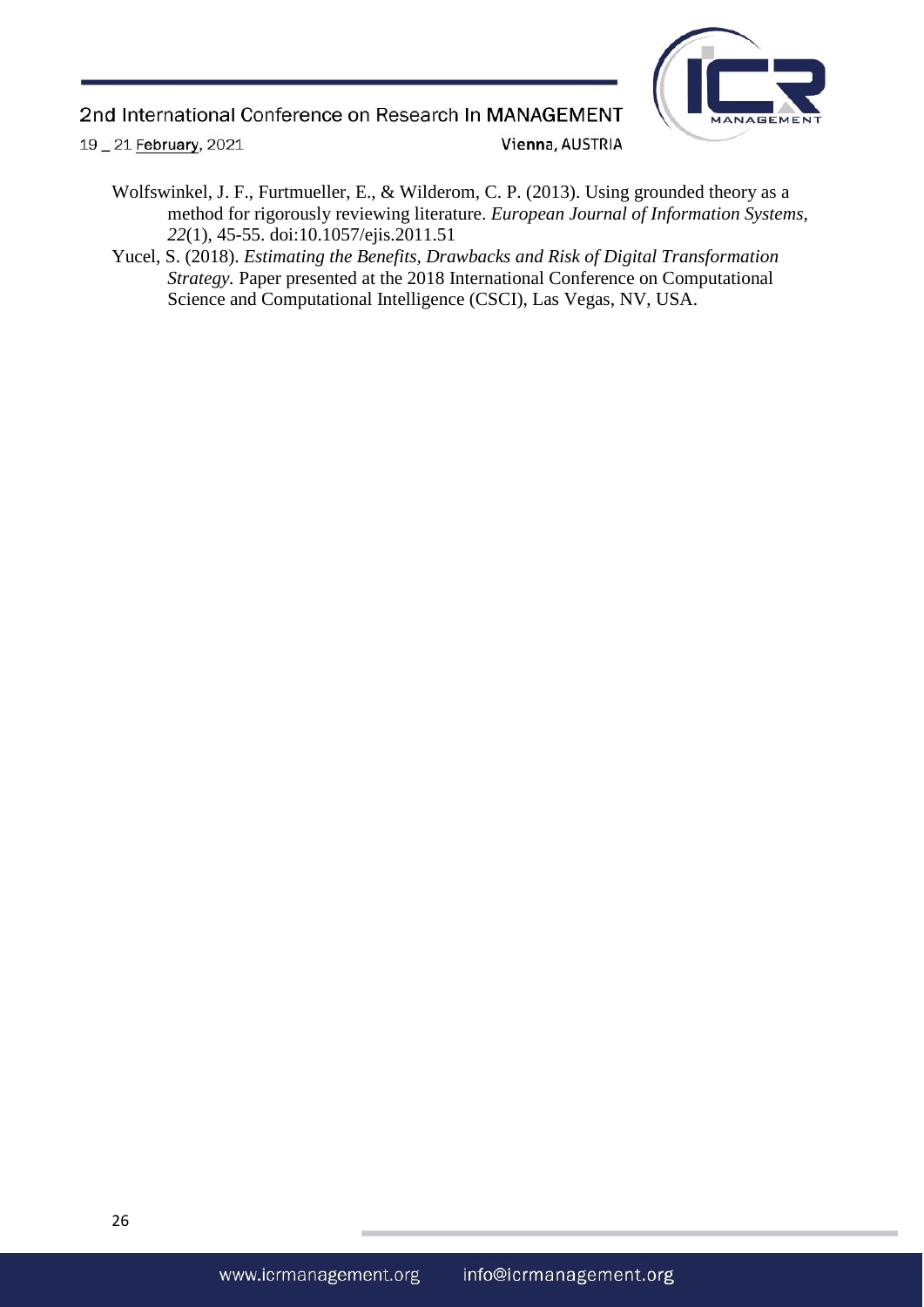Wolfswinkel, J. F., Furtmueller, E., & Wilderom, C. P. (2013). Using grounded theory as a method for rigorously reviewing literature. *European Journal of Information Systems, 22*(1), 45-55. doi:10.1057/ejis.2011.51

Yucel, S. (2018). *Estimating the Benefits, Drawbacks and Risk of Digital Transformation Strategy.* Paper presented at the 2018 International Conference on Computational Science and Computational Intelligence (CSCI), Las Vegas, NV, USA.